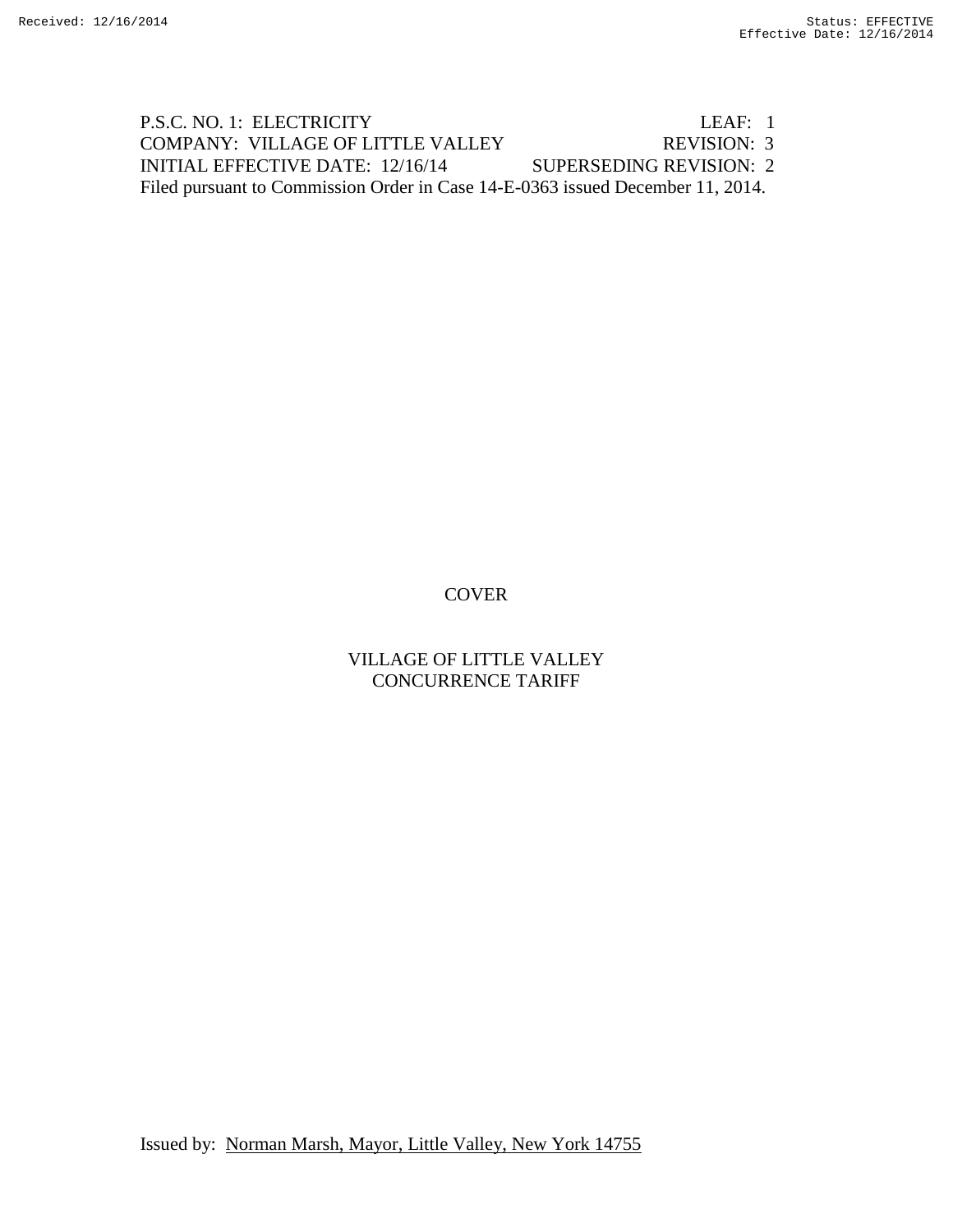P.S.C. NO. 1: ELECTRICITY LEAF: 1
COMPANY: VILLAGE OF LITTLE VALLEY REVISION: 3
INITIAL EFFECTIVE DATE: 12/16/14 SUPERSEDING REVISION: 2
Filed pursuant to Commission Order in Case 14-E-0363 issued December 11, 2014.

COVER

VILLAGE OF LITTLE VALLEY
CONCURRENCE TARIFF

Issued by: Norman Marsh, Mayor, Little Valley, New York 14755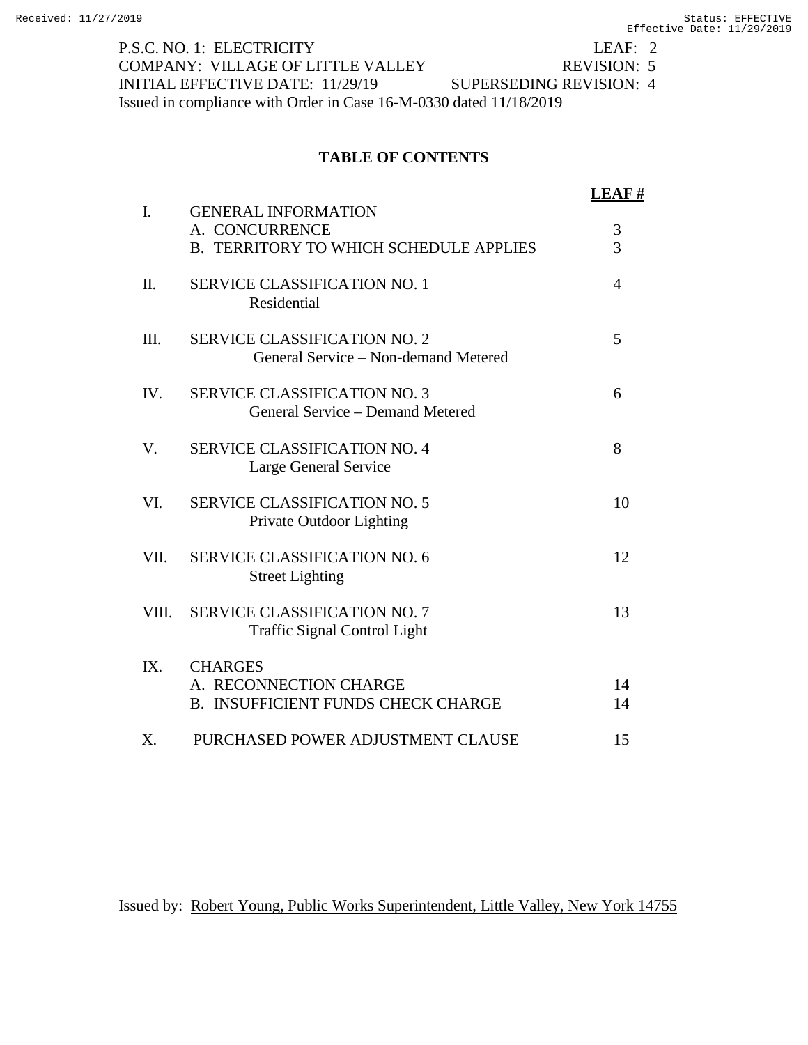P.S.C. NO. 1: ELECTRICITY LEAF: 2
COMPANY: VILLAGE OF LITTLE VALLEY REVISION: 5
INITIAL EFFECTIVE DATE: 11/29/19 SUPERSEDING REVISION: 4
Issued in compliance with Order in Case 16-M-0330 dated 11/18/2019

## TABLE OF CONTENTS

| | | LEAF # |
|---|---|---|
| I. | GENERAL INFORMATION | |
| | A. CONCURRENCE | 3 |
| | B. TERRITORY TO WHICH SCHEDULE APPLIES | 3 |
| II. | SERVICE CLASSIFICATION NO. 1<br>Residential | 4 |
| III. | SERVICE CLASSIFICATION NO. 2<br>General Service – Non-demand Metered | 5 |
| IV. | SERVICE CLASSIFICATION NO. 3<br>General Service – Demand Metered | 6 |
| V. | SERVICE CLASSIFICATION NO. 4<br>Large General Service | 8 |
| VI. | SERVICE CLASSIFICATION NO. 5<br>Private Outdoor Lighting | 10 |
| VII. | SERVICE CLASSIFICATION NO. 6<br>Street Lighting | 12 |
| VIII. | SERVICE CLASSIFICATION NO. 7<br>Traffic Signal Control Light | 13 |
| IX. | CHARGES | |
| | A. RECONNECTION CHARGE | 14 |
| | B. INSUFFICIENT FUNDS CHECK CHARGE | 14 |
| X. | PURCHASED POWER ADJUSTMENT CLAUSE | 15 |

Issued by: Robert Young, Public Works Superintendent, Little Valley, New York 14755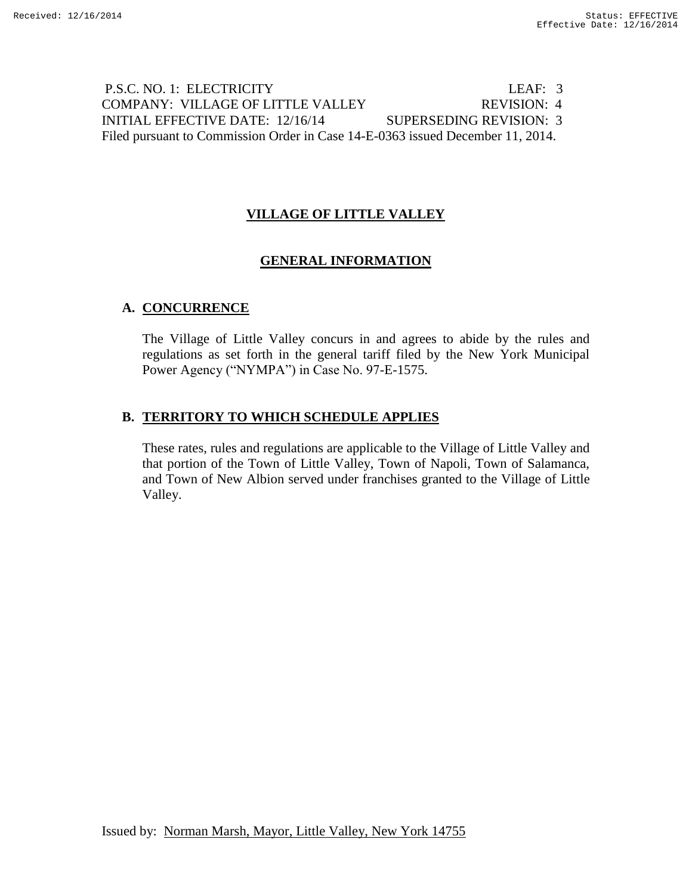P.S.C. NO. 1: ELECTRICITY LEAF: 3
COMPANY: VILLAGE OF LITTLE VALLEY REVISION: 4
INITIAL EFFECTIVE DATE: 12/16/14 SUPERSEDING REVISION: 3
Filed pursuant to Commission Order in Case 14-E-0363 issued December 11, 2014.

# VILLAGE OF LITTLE VALLEY

## GENERAL INFORMATION

### A. CONCURRENCE

The Village of Little Valley concurs in and agrees to abide by the rules and regulations as set forth in the general tariff filed by the New York Municipal Power Agency ("NYMPA") in Case No. 97-E-1575.

### B. TERRITORY TO WHICH SCHEDULE APPLIES

These rates, rules and regulations are applicable to the Village of Little Valley and that portion of the Town of Little Valley, Town of Napoli, Town of Salamanca, and Town of New Albion served under franchises granted to the Village of Little Valley.

Issued by: Norman Marsh, Mayor, Little Valley, New York 14755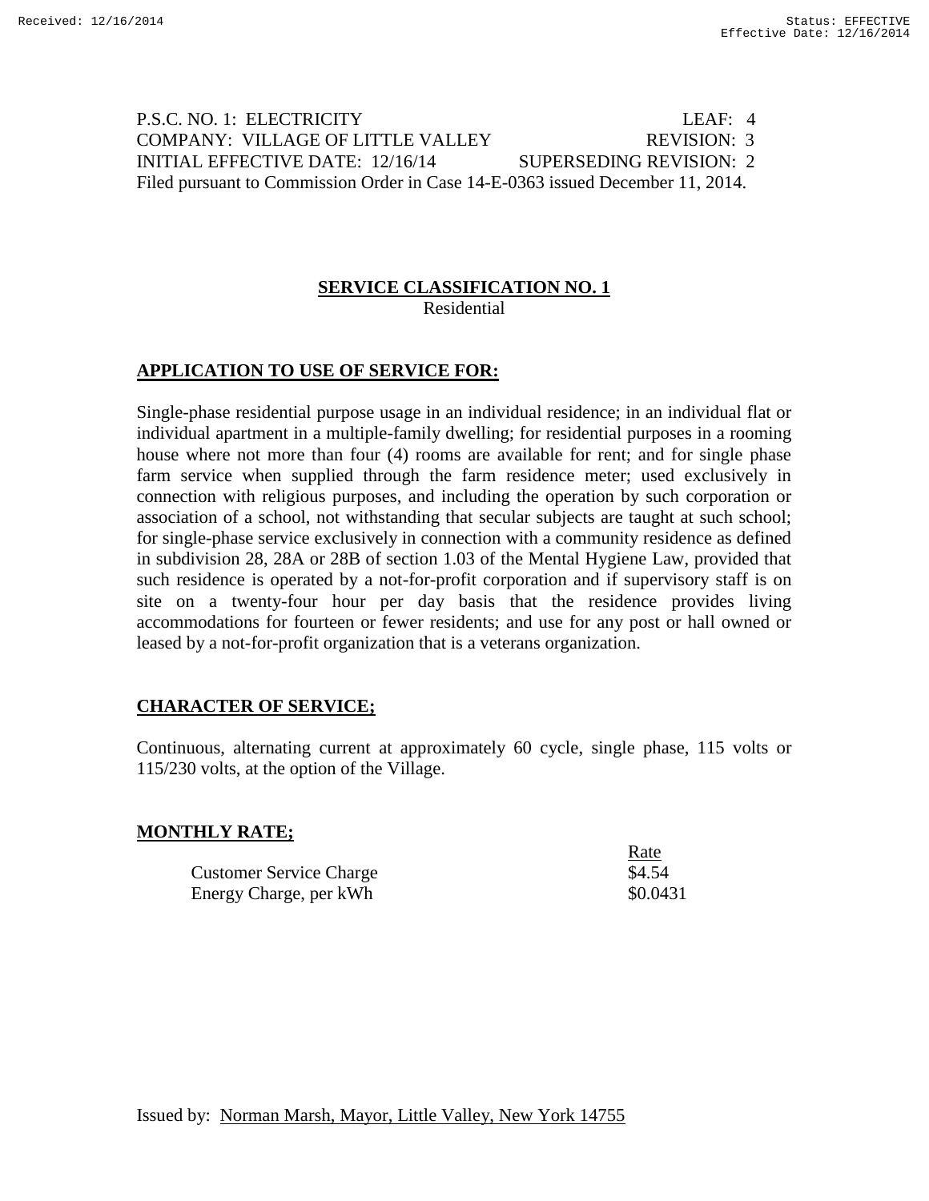P.S.C. NO. 1: ELECTRICITY LEAF: 4
COMPANY: VILLAGE OF LITTLE VALLEY REVISION: 3
INITIAL EFFECTIVE DATE: 12/16/14 SUPERSEDING REVISION: 2
Filed pursuant to Commission Order in Case 14-E-0363 issued December 11, 2014.

## SERVICE CLASSIFICATION NO. 1

Residential

### APPLICATION TO USE OF SERVICE FOR:

Single-phase residential purpose usage in an individual residence; in an individual flat or individual apartment in a multiple-family dwelling; for residential purposes in a rooming house where not more than four (4) rooms are available for rent; and for single phase farm service when supplied through the farm residence meter; used exclusively in connection with religious purposes, and including the operation by such corporation or association of a school, not withstanding that secular subjects are taught at such school; for single-phase service exclusively in connection with a community residence as defined in subdivision 28, 28A or 28B of section 1.03 of the Mental Hygiene Law, provided that such residence is operated by a not-for-profit corporation and if supervisory staff is on site on a twenty-four hour per day basis that the residence provides living accommodations for fourteen or fewer residents; and use for any post or hall owned or leased by a not-for-profit organization that is a veterans organization.

### CHARACTER OF SERVICE;

Continuous, alternating current at approximately 60 cycle, single phase, 115 volts or 115/230 volts, at the option of the Village.

### MONTHLY RATE;

| | Rate |
|---|---|
| Customer Service Charge | $4.54 |
| Energy Charge, per kWh | $0.0431 |

Issued by: Norman Marsh, Mayor, Little Valley, New York 14755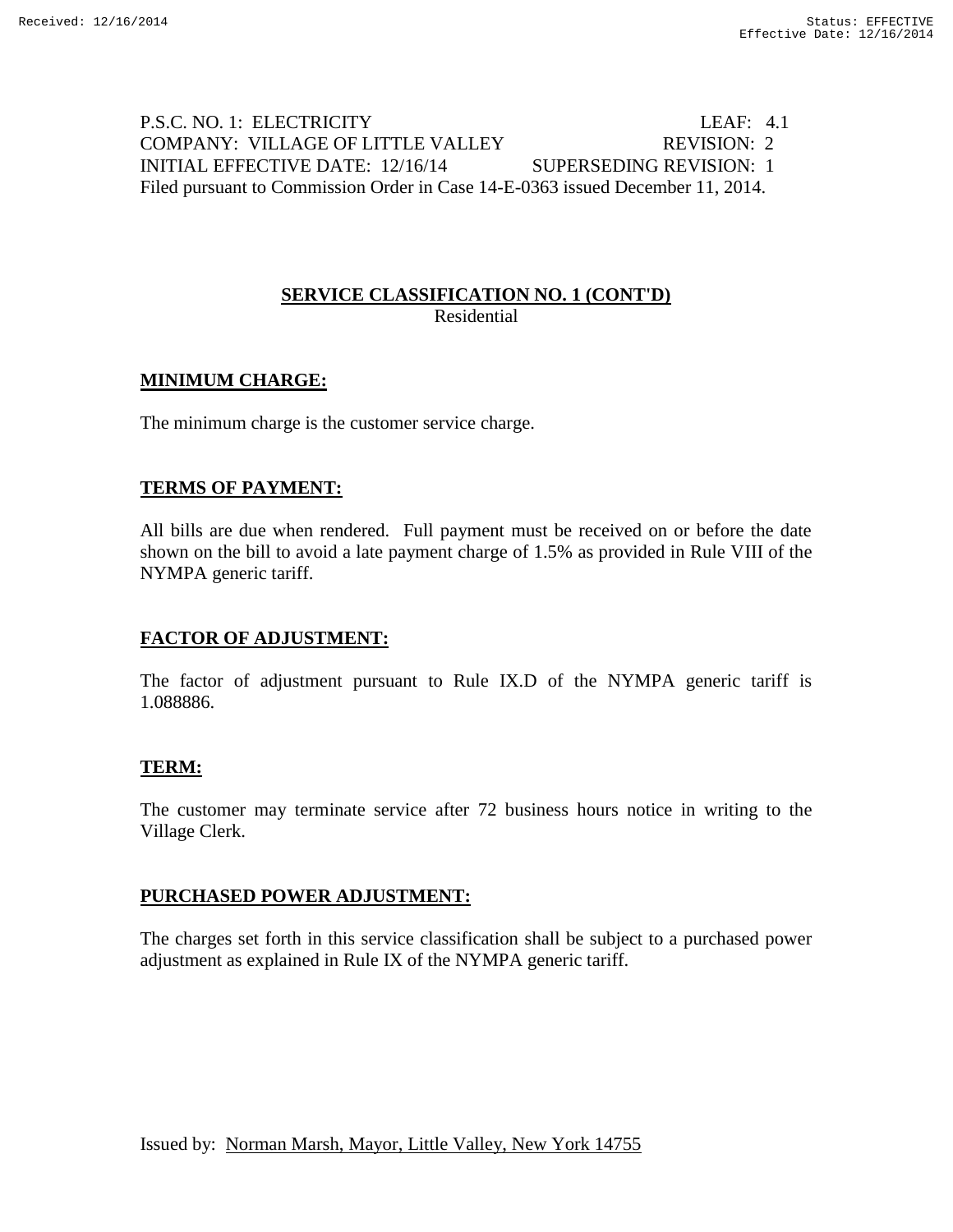P.S.C. NO. 1: ELECTRICITY LEAF: 4.1
COMPANY: VILLAGE OF LITTLE VALLEY REVISION: 2
INITIAL EFFECTIVE DATE: 12/16/14 SUPERSEDING REVISION: 1
Filed pursuant to Commission Order in Case 14-E-0363 issued December 11, 2014.

## SERVICE CLASSIFICATION NO. 1 (CONT'D)

Residential

### MINIMUM CHARGE:

The minimum charge is the customer service charge.

### TERMS OF PAYMENT:

All bills are due when rendered. Full payment must be received on or before the date shown on the bill to avoid a late payment charge of 1.5% as provided in Rule VIII of the NYMPA generic tariff.

### FACTOR OF ADJUSTMENT:

The factor of adjustment pursuant to Rule IX.D of the NYMPA generic tariff is 1.088886.

### TERM:

The customer may terminate service after 72 business hours notice in writing to the Village Clerk.

### PURCHASED POWER ADJUSTMENT:

The charges set forth in this service classification shall be subject to a purchased power adjustment as explained in Rule IX of the NYMPA generic tariff.

Issued by: Norman Marsh, Mayor, Little Valley, New York 14755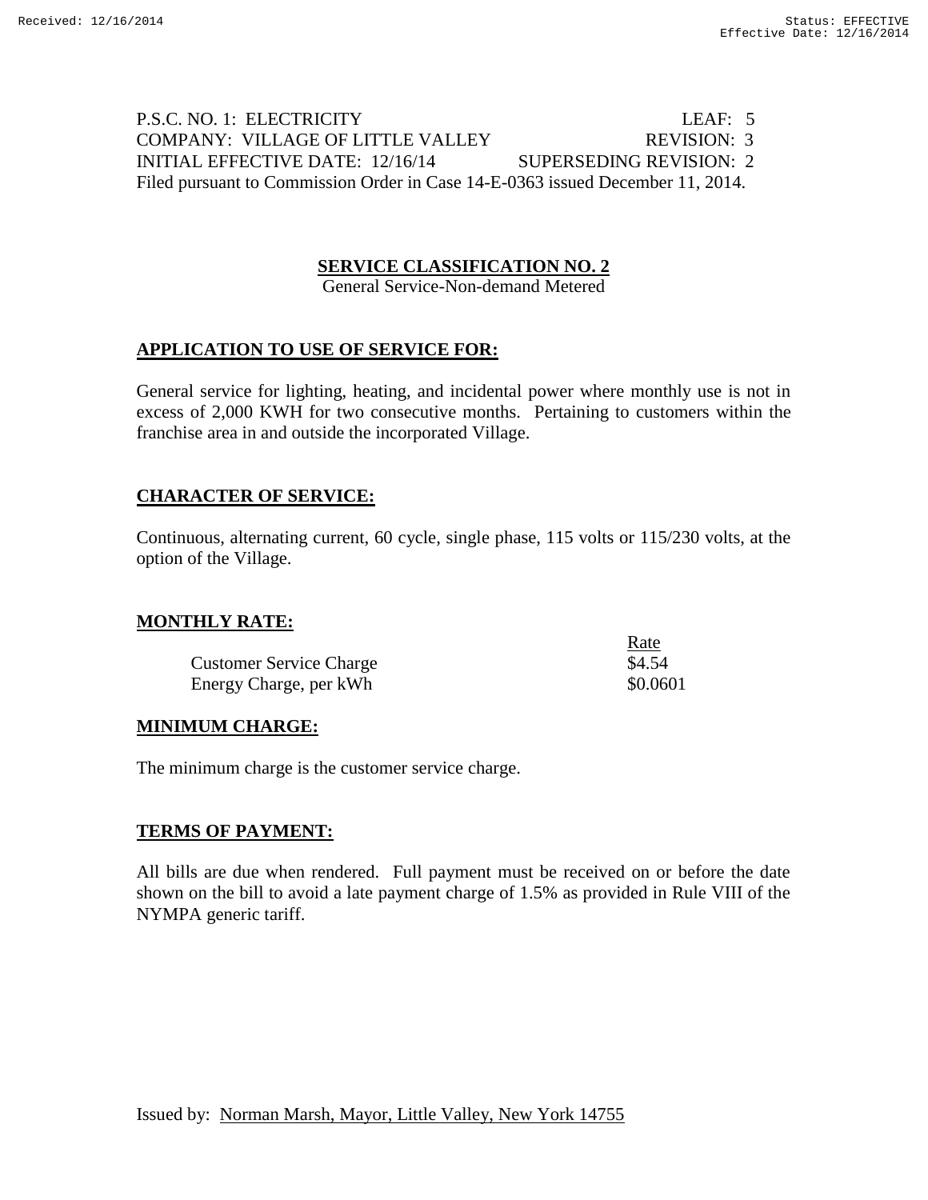P.S.C. NO. 1: ELECTRICITY LEAF: 5
COMPANY: VILLAGE OF LITTLE VALLEY REVISION: 3
INITIAL EFFECTIVE DATE: 12/16/14 SUPERSEDING REVISION: 2
Filed pursuant to Commission Order in Case 14-E-0363 issued December 11, 2014.

## SERVICE CLASSIFICATION NO. 2

General Service-Non-demand Metered

### APPLICATION TO USE OF SERVICE FOR:

General service for lighting, heating, and incidental power where monthly use is not in excess of 2,000 KWH for two consecutive months. Pertaining to customers within the franchise area in and outside the incorporated Village.

### CHARACTER OF SERVICE:

Continuous, alternating current, 60 cycle, single phase, 115 volts or 115/230 volts, at the option of the Village.

### MONTHLY RATE:

| | Rate |
|---|---|
| Customer Service Charge | $4.54 |
| Energy Charge, per kWh | $0.0601 |

### MINIMUM CHARGE:

The minimum charge is the customer service charge.

### TERMS OF PAYMENT:

All bills are due when rendered. Full payment must be received on or before the date shown on the bill to avoid a late payment charge of 1.5% as provided in Rule VIII of the NYMPA generic tariff.

Issued by: Norman Marsh, Mayor, Little Valley, New York 14755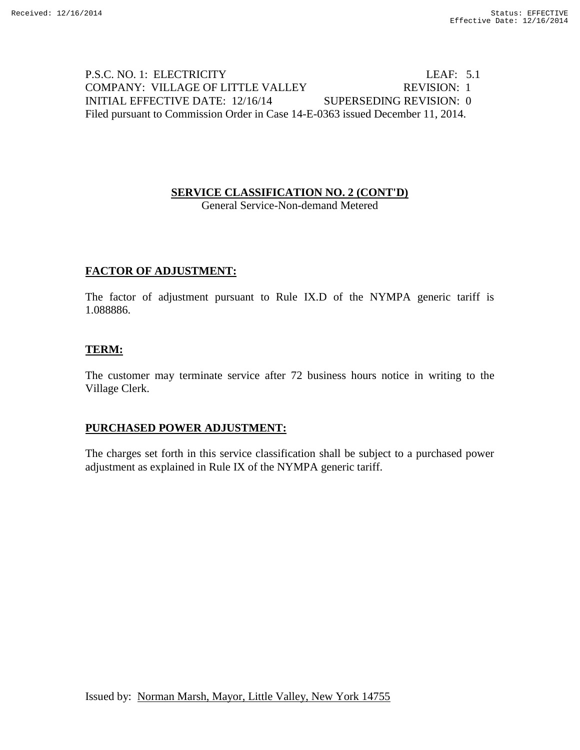P.S.C. NO. 1: ELECTRICITY LEAF: 5.1
COMPANY: VILLAGE OF LITTLE VALLEY REVISION: 1
INITIAL EFFECTIVE DATE: 12/16/14 SUPERSEDING REVISION: 0
Filed pursuant to Commission Order in Case 14-E-0363 issued December 11, 2014.

## SERVICE CLASSIFICATION NO. 2 (CONT'D)

General Service-Non-demand Metered

### FACTOR OF ADJUSTMENT:

The factor of adjustment pursuant to Rule IX.D of the NYMPA generic tariff is 1.088886.

### TERM:

The customer may terminate service after 72 business hours notice in writing to the Village Clerk.

### PURCHASED POWER ADJUSTMENT:

The charges set forth in this service classification shall be subject to a purchased power adjustment as explained in Rule IX of the NYMPA generic tariff.

Issued by: Norman Marsh, Mayor, Little Valley, New York 14755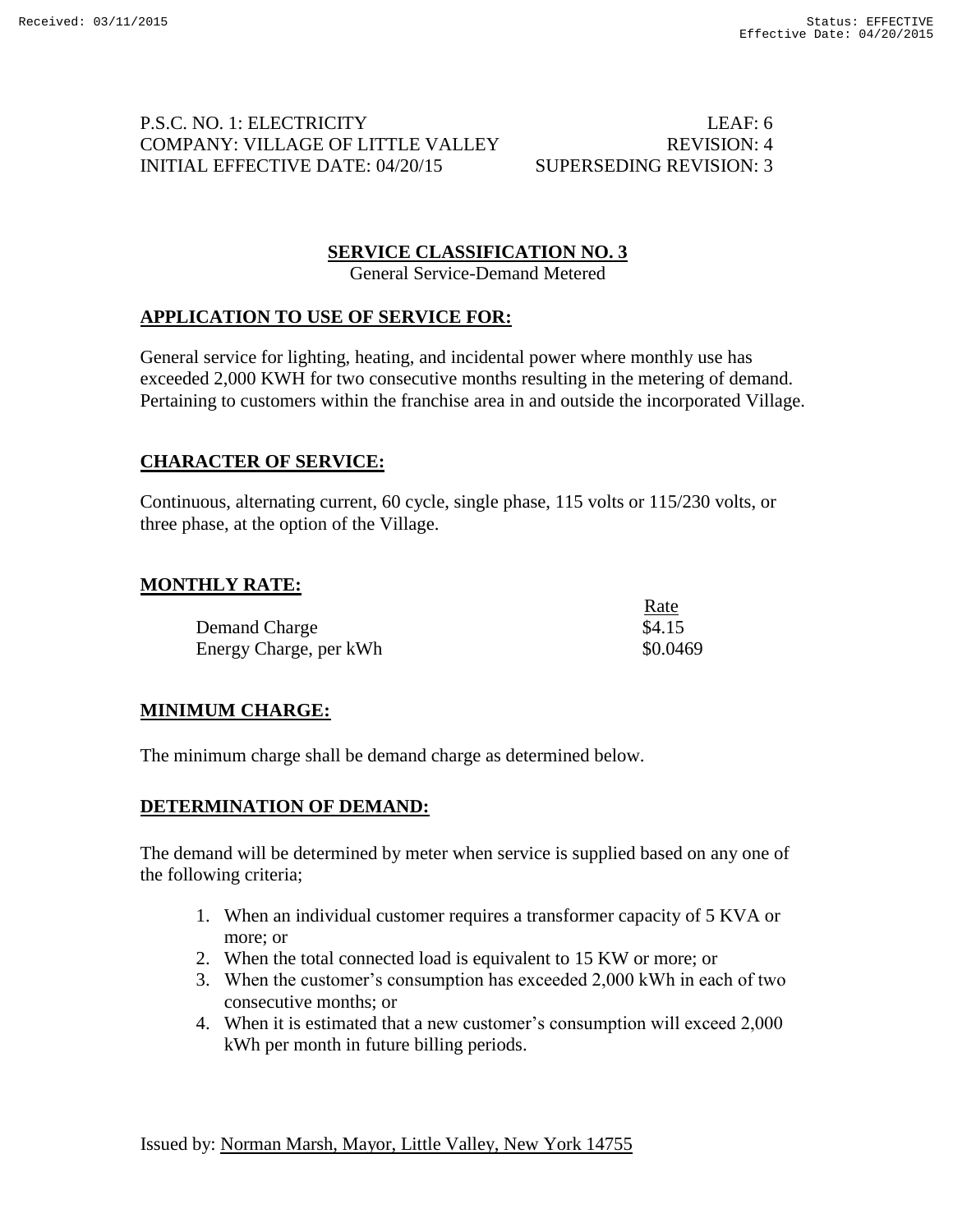P.S.C. NO. 1: ELECTRICITY LEAF: 6
COMPANY: VILLAGE OF LITTLE VALLEY REVISION: 4
INITIAL EFFECTIVE DATE: 04/20/15 SUPERSEDING REVISION: 3

## SERVICE CLASSIFICATION NO. 3

General Service-Demand Metered

### APPLICATION TO USE OF SERVICE FOR:

General service for lighting, heating, and incidental power where monthly use has exceeded 2,000 KWH for two consecutive months resulting in the metering of demand. Pertaining to customers within the franchise area in and outside the incorporated Village.

### CHARACTER OF SERVICE:

Continuous, alternating current, 60 cycle, single phase, 115 volts or 115/230 volts, or three phase, at the option of the Village.

### MONTHLY RATE:

| | Rate |
|---|---|
| Demand Charge | $4.15 |
| Energy Charge, per kWh | $0.0469 |

### MINIMUM CHARGE:

The minimum charge shall be demand charge as determined below.

### DETERMINATION OF DEMAND:

The demand will be determined by meter when service is supplied based on any one of the following criteria;

1. When an individual customer requires a transformer capacity of 5 KVA or more; or
2. When the total connected load is equivalent to 15 KW or more; or
3. When the customer's consumption has exceeded 2,000 kWh in each of two consecutive months; or
4. When it is estimated that a new customer's consumption will exceed 2,000 kWh per month in future billing periods.

Issued by: Norman Marsh, Mayor, Little Valley, New York 14755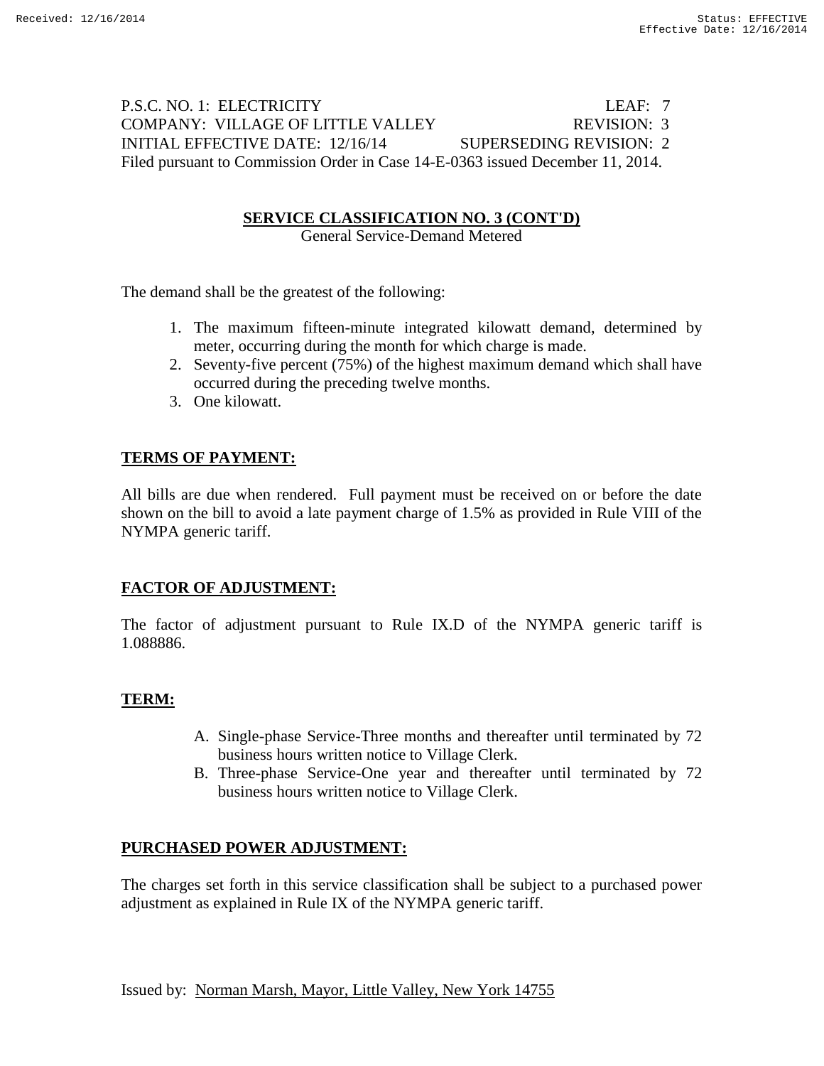P.S.C. NO. 1: ELECTRICITY LEAF: 7
COMPANY: VILLAGE OF LITTLE VALLEY REVISION: 3
INITIAL EFFECTIVE DATE: 12/16/14 SUPERSEDING REVISION: 2
Filed pursuant to Commission Order in Case 14-E-0363 issued December 11, 2014.

## SERVICE CLASSIFICATION NO. 3 (CONT'D)

General Service-Demand Metered

The demand shall be the greatest of the following:

1. The maximum fifteen-minute integrated kilowatt demand, determined by meter, occurring during the month for which charge is made.
2. Seventy-five percent (75%) of the highest maximum demand which shall have occurred during the preceding twelve months.
3. One kilowatt.

### TERMS OF PAYMENT:

All bills are due when rendered. Full payment must be received on or before the date shown on the bill to avoid a late payment charge of 1.5% as provided in Rule VIII of the NYMPA generic tariff.

### FACTOR OF ADJUSTMENT:

The factor of adjustment pursuant to Rule IX.D of the NYMPA generic tariff is 1.088886.

### TERM:

A. Single-phase Service-Three months and thereafter until terminated by 72 business hours written notice to Village Clerk.
B. Three-phase Service-One year and thereafter until terminated by 72 business hours written notice to Village Clerk.

### PURCHASED POWER ADJUSTMENT:

The charges set forth in this service classification shall be subject to a purchased power adjustment as explained in Rule IX of the NYMPA generic tariff.

Issued by: Norman Marsh, Mayor, Little Valley, New York 14755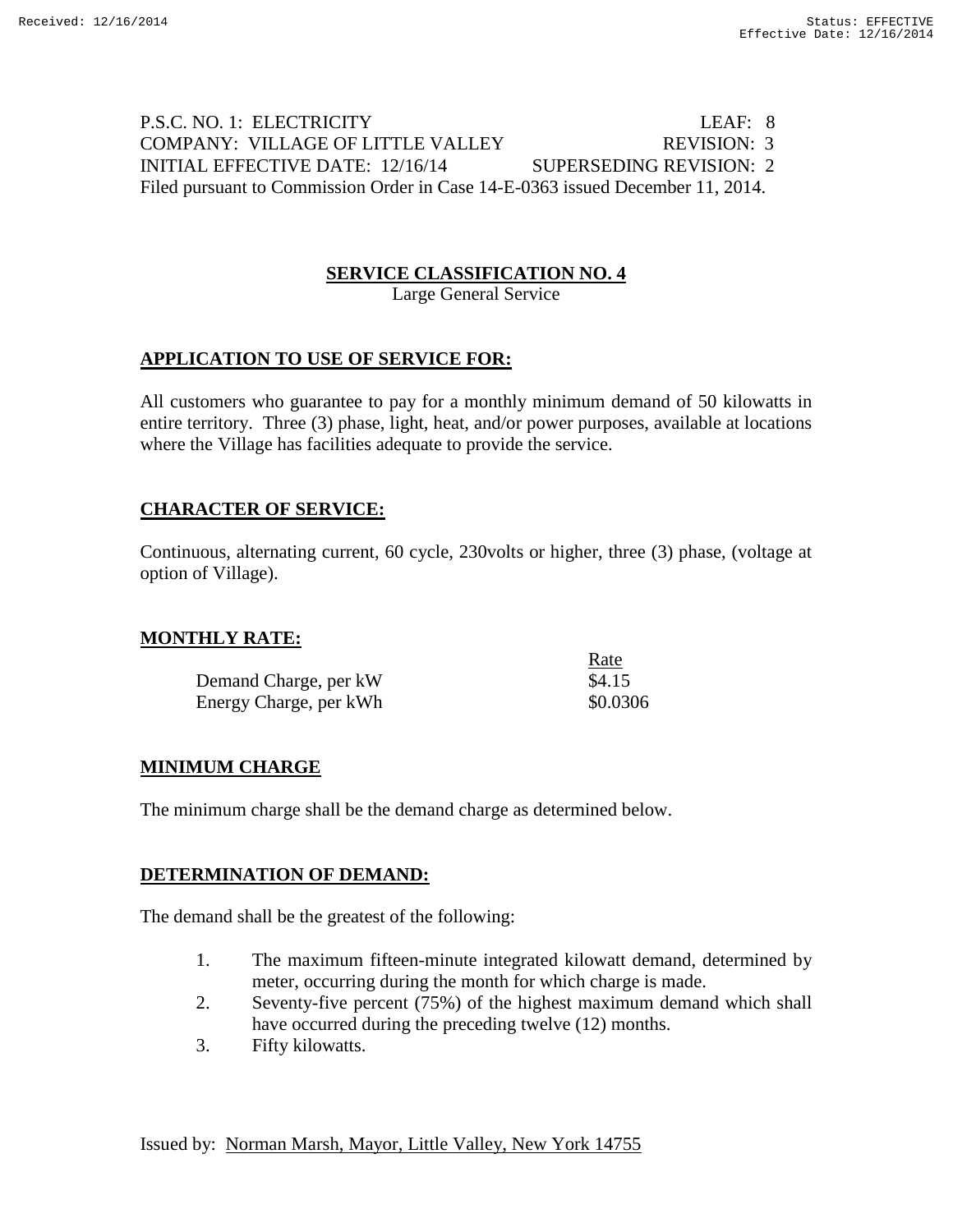P.S.C. NO. 1: ELECTRICITY LEAF: 8
COMPANY: VILLAGE OF LITTLE VALLEY REVISION: 3
INITIAL EFFECTIVE DATE: 12/16/14 SUPERSEDING REVISION: 2
Filed pursuant to Commission Order in Case 14-E-0363 issued December 11, 2014.

## SERVICE CLASSIFICATION NO. 4

Large General Service

### APPLICATION TO USE OF SERVICE FOR:

All customers who guarantee to pay for a monthly minimum demand of 50 kilowatts in entire territory. Three (3) phase, light, heat, and/or power purposes, available at locations where the Village has facilities adequate to provide the service.

### CHARACTER OF SERVICE:

Continuous, alternating current, 60 cycle, 230volts or higher, three (3) phase, (voltage at option of Village).

### MONTHLY RATE:

| | Rate |
|---|---|
| Demand Charge, per kW | $4.15 |
| Energy Charge, per kWh | $0.0306 |

### MINIMUM CHARGE

The minimum charge shall be the demand charge as determined below.

### DETERMINATION OF DEMAND:

The demand shall be the greatest of the following:

1. The maximum fifteen-minute integrated kilowatt demand, determined by meter, occurring during the month for which charge is made.
2. Seventy-five percent (75%) of the highest maximum demand which shall have occurred during the preceding twelve (12) months.
3. Fifty kilowatts.

Issued by: Norman Marsh, Mayor, Little Valley, New York 14755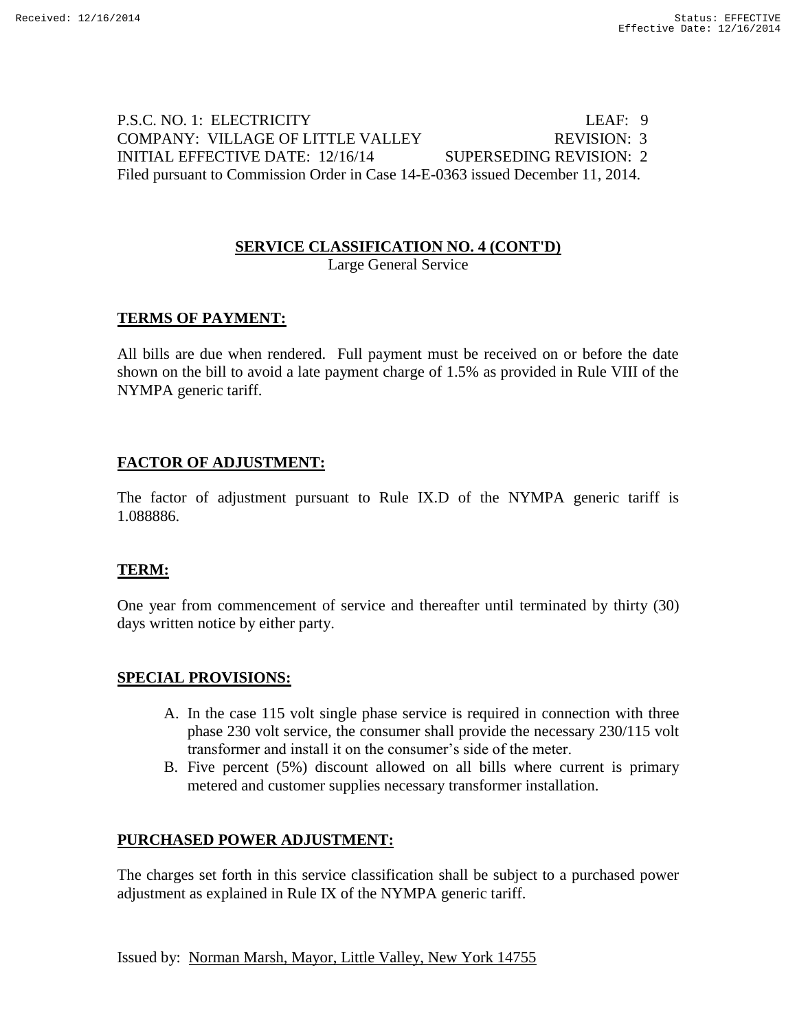P.S.C. NO. 1: ELECTRICITY LEAF: 9
COMPANY: VILLAGE OF LITTLE VALLEY REVISION: 3
INITIAL EFFECTIVE DATE: 12/16/14 SUPERSEDING REVISION: 2
Filed pursuant to Commission Order in Case 14-E-0363 issued December 11, 2014.

## SERVICE CLASSIFICATION NO. 4 (CONT'D)

Large General Service

### TERMS OF PAYMENT:

All bills are due when rendered. Full payment must be received on or before the date shown on the bill to avoid a late payment charge of 1.5% as provided in Rule VIII of the NYMPA generic tariff.

### FACTOR OF ADJUSTMENT:

The factor of adjustment pursuant to Rule IX.D of the NYMPA generic tariff is 1.088886.

### TERM:

One year from commencement of service and thereafter until terminated by thirty (30) days written notice by either party.

### SPECIAL PROVISIONS:

A. In the case 115 volt single phase service is required in connection with three phase 230 volt service, the consumer shall provide the necessary 230/115 volt transformer and install it on the consumer's side of the meter.
B. Five percent (5%) discount allowed on all bills where current is primary metered and customer supplies necessary transformer installation.

### PURCHASED POWER ADJUSTMENT:

The charges set forth in this service classification shall be subject to a purchased power adjustment as explained in Rule IX of the NYMPA generic tariff.

Issued by: Norman Marsh, Mayor, Little Valley, New York 14755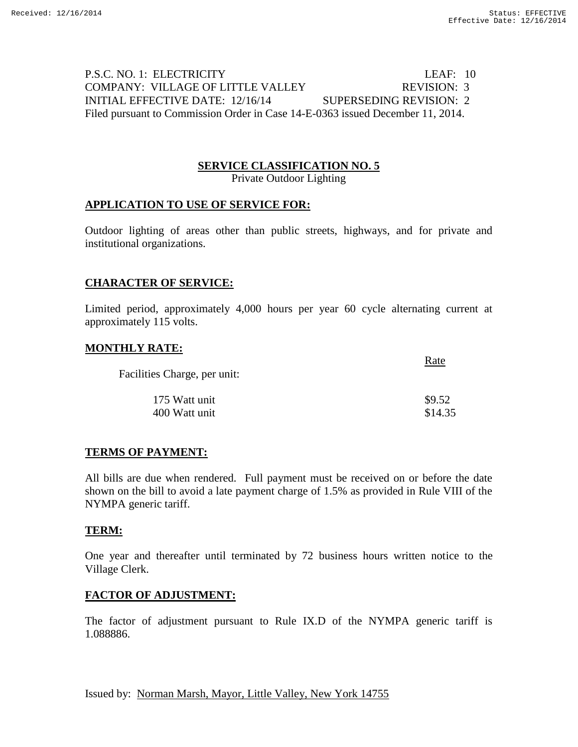P.S.C. NO. 1: ELECTRICITY LEAF: 10
COMPANY: VILLAGE OF LITTLE VALLEY REVISION: 3
INITIAL EFFECTIVE DATE: 12/16/14 SUPERSEDING REVISION: 2
Filed pursuant to Commission Order in Case 14-E-0363 issued December 11, 2014.

## SERVICE CLASSIFICATION NO. 5

Private Outdoor Lighting

### APPLICATION TO USE OF SERVICE FOR:

Outdoor lighting of areas other than public streets, highways, and for private and institutional organizations.

### CHARACTER OF SERVICE:

Limited period, approximately 4,000 hours per year 60 cycle alternating current at approximately 115 volts.

### MONTHLY RATE:

| | Rate |
|---|---|
| Facilities Charge, per unit: | |
| 175 Watt unit | \$9.52 |
| 400 Watt unit | \$14.35 |

### TERMS OF PAYMENT:

All bills are due when rendered. Full payment must be received on or before the date shown on the bill to avoid a late payment charge of 1.5% as provided in Rule VIII of the NYMPA generic tariff.

### TERM:

One year and thereafter until terminated by 72 business hours written notice to the Village Clerk.

### FACTOR OF ADJUSTMENT:

The factor of adjustment pursuant to Rule IX.D of the NYMPA generic tariff is 1.088886.

Issued by: Norman Marsh, Mayor, Little Valley, New York 14755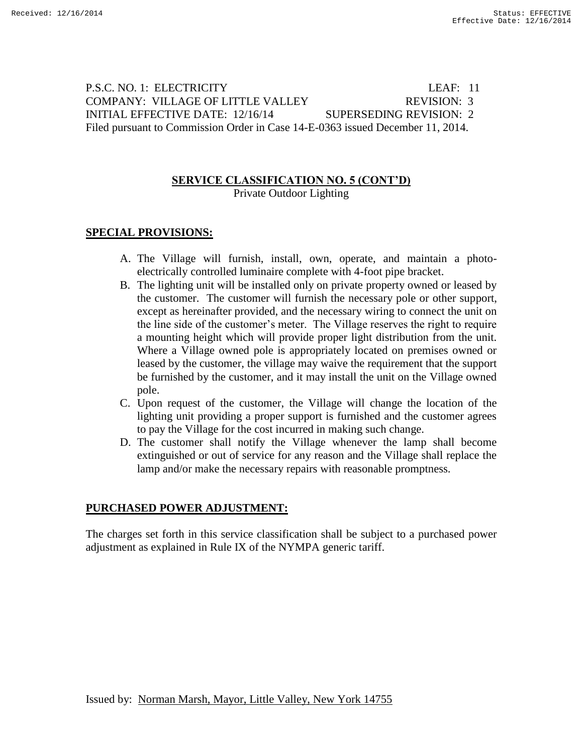P.S.C. NO. 1: ELECTRICITY LEAF: 11
COMPANY: VILLAGE OF LITTLE VALLEY REVISION: 3
INITIAL EFFECTIVE DATE: 12/16/14 SUPERSEDING REVISION: 2
Filed pursuant to Commission Order in Case 14-E-0363 issued December 11, 2014.

## SERVICE CLASSIFICATION NO. 5 (CONT'D)

Private Outdoor Lighting

### SPECIAL PROVISIONS:

A. The Village will furnish, install, own, operate, and maintain a photo-electrically controlled luminaire complete with 4-foot pipe bracket.
B. The lighting unit will be installed only on private property owned or leased by the customer. The customer will furnish the necessary pole or other support, except as hereinafter provided, and the necessary wiring to connect the unit on the line side of the customer's meter. The Village reserves the right to require a mounting height which will provide proper light distribution from the unit. Where a Village owned pole is appropriately located on premises owned or leased by the customer, the village may waive the requirement that the support be furnished by the customer, and it may install the unit on the Village owned pole.
C. Upon request of the customer, the Village will change the location of the lighting unit providing a proper support is furnished and the customer agrees to pay the Village for the cost incurred in making such change.
D. The customer shall notify the Village whenever the lamp shall become extinguished or out of service for any reason and the Village shall replace the lamp and/or make the necessary repairs with reasonable promptness.

### PURCHASED POWER ADJUSTMENT:

The charges set forth in this service classification shall be subject to a purchased power adjustment as explained in Rule IX of the NYMPA generic tariff.

Issued by: Norman Marsh, Mayor, Little Valley, New York 14755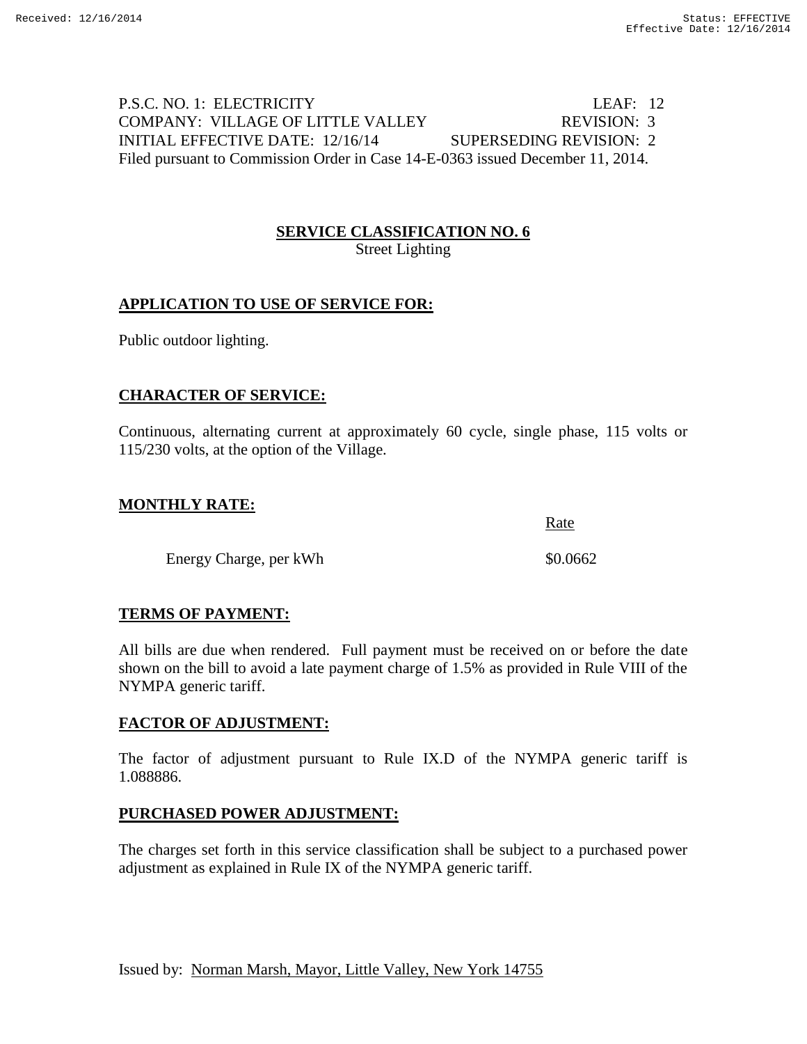P.S.C. NO. 1: ELECTRICITY LEAF: 12
COMPANY: VILLAGE OF LITTLE VALLEY REVISION: 3
INITIAL EFFECTIVE DATE: 12/16/14 SUPERSEDING REVISION: 2
Filed pursuant to Commission Order in Case 14-E-0363 issued December 11, 2014.

## SERVICE CLASSIFICATION NO. 6

Street Lighting

### APPLICATION TO USE OF SERVICE FOR:

Public outdoor lighting.

### CHARACTER OF SERVICE:

Continuous, alternating current at approximately 60 cycle, single phase, 115 volts or 115/230 volts, at the option of the Village.

### MONTHLY RATE:

| | Rate |
|---|---|
| Energy Charge, per kWh | \$0.0662 |

### TERMS OF PAYMENT:

All bills are due when rendered. Full payment must be received on or before the date shown on the bill to avoid a late payment charge of 1.5% as provided in Rule VIII of the NYMPA generic tariff.

### FACTOR OF ADJUSTMENT:

The factor of adjustment pursuant to Rule IX.D of the NYMPA generic tariff is 1.088886.

### PURCHASED POWER ADJUSTMENT:

The charges set forth in this service classification shall be subject to a purchased power adjustment as explained in Rule IX of the NYMPA generic tariff.

Issued by: Norman Marsh, Mayor, Little Valley, New York 14755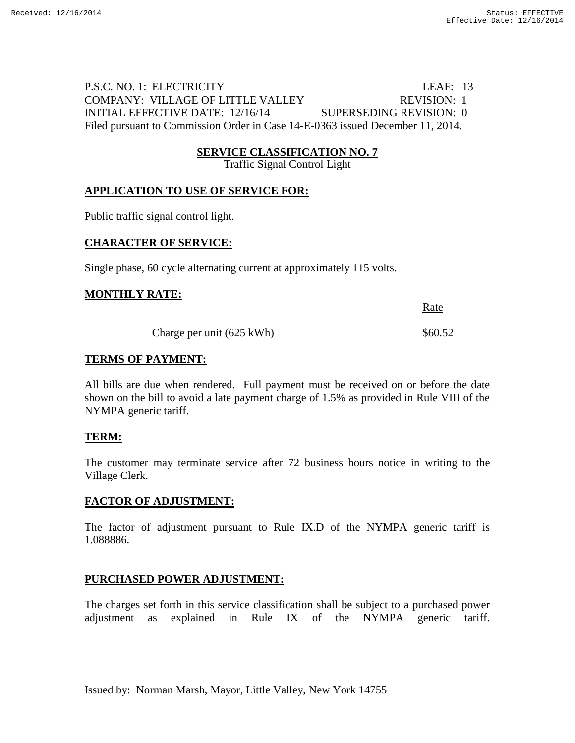P.S.C. NO. 1: ELECTRICITY LEAF: 13
COMPANY: VILLAGE OF LITTLE VALLEY REVISION: 1
INITIAL EFFECTIVE DATE: 12/16/14 SUPERSEDING REVISION: 0
Filed pursuant to Commission Order in Case 14-E-0363 issued December 11, 2014.

## SERVICE CLASSIFICATION NO. 7

Traffic Signal Control Light

### APPLICATION TO USE OF SERVICE FOR:

Public traffic signal control light.

### CHARACTER OF SERVICE:

Single phase, 60 cycle alternating current at approximately 115 volts.

### MONTHLY RATE:

| | Rate |
|---|---|
| Charge per unit (625 kWh) | $60.52 |

### TERMS OF PAYMENT:

All bills are due when rendered. Full payment must be received on or before the date shown on the bill to avoid a late payment charge of 1.5% as provided in Rule VIII of the NYMPA generic tariff.

### TERM:

The customer may terminate service after 72 business hours notice in writing to the Village Clerk.

### FACTOR OF ADJUSTMENT:

The factor of adjustment pursuant to Rule IX.D of the NYMPA generic tariff is 1.088886.

### PURCHASED POWER ADJUSTMENT:

The charges set forth in this service classification shall be subject to a purchased power adjustment as explained in Rule IX of the NYMPA generic tariff.

Issued by: Norman Marsh, Mayor, Little Valley, New York 14755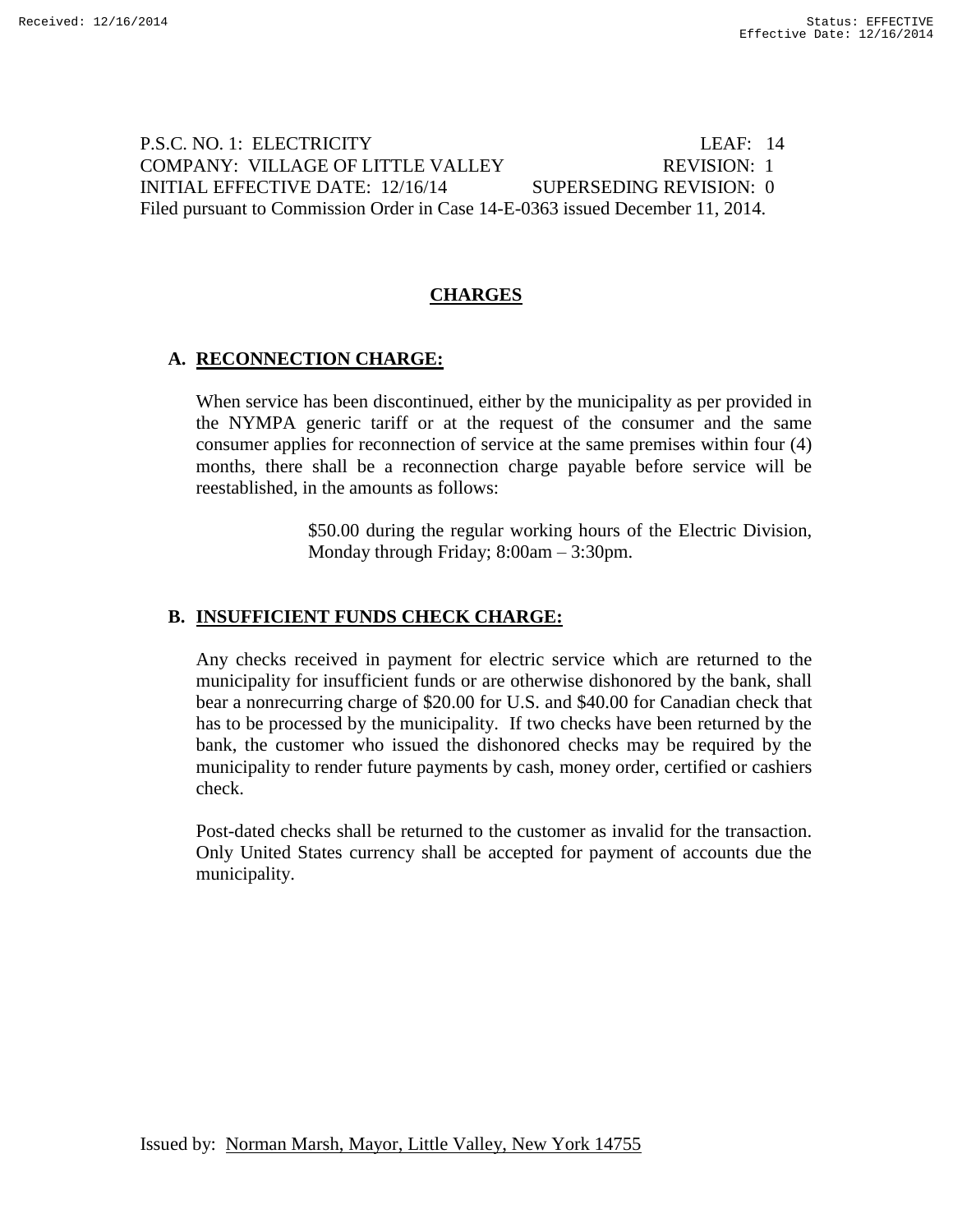P.S.C. NO. 1: ELECTRICITY LEAF: 14
COMPANY: VILLAGE OF LITTLE VALLEY REVISION: 1
INITIAL EFFECTIVE DATE: 12/16/14 SUPERSEDING REVISION: 0
Filed pursuant to Commission Order in Case 14-E-0363 issued December 11, 2014.

# CHARGES

## A. RECONNECTION CHARGE:

When service has been discontinued, either by the municipality as per provided in the NYMPA generic tariff or at the request of the consumer and the same consumer applies for reconnection of service at the same premises within four (4) months, there shall be a reconnection charge payable before service will be reestablished, in the amounts as follows:

> $50.00 during the regular working hours of the Electric Division, Monday through Friday; 8:00am – 3:30pm.

## B. INSUFFICIENT FUNDS CHECK CHARGE:

Any checks received in payment for electric service which are returned to the municipality for insufficient funds or are otherwise dishonored by the bank, shall bear a nonrecurring charge of $20.00 for U.S. and $40.00 for Canadian check that has to be processed by the municipality. If two checks have been returned by the bank, the customer who issued the dishonored checks may be required by the municipality to render future payments by cash, money order, certified or cashiers check.

Post-dated checks shall be returned to the customer as invalid for the transaction. Only United States currency shall be accepted for payment of accounts due the municipality.

Issued by: Norman Marsh, Mayor, Little Valley, New York 14755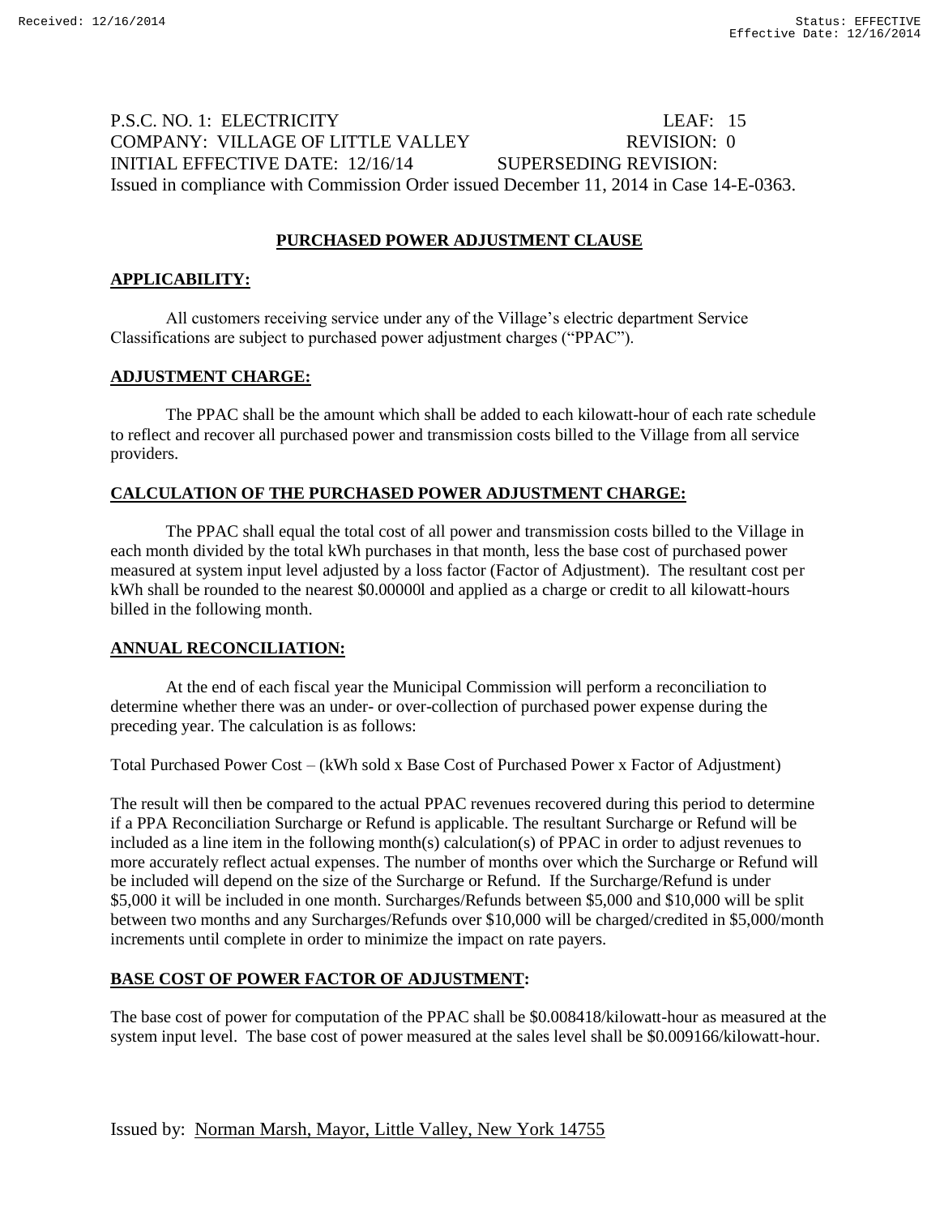P.S.C. NO. 1: ELECTRICITY LEAF: 15
COMPANY: VILLAGE OF LITTLE VALLEY REVISION: 0
INITIAL EFFECTIVE DATE: 12/16/14 SUPERSEDING REVISION:
Issued in compliance with Commission Order issued December 11, 2014 in Case 14-E-0363.

## PURCHASED POWER ADJUSTMENT CLAUSE

### APPLICABILITY:

All customers receiving service under any of the Village's electric department Service Classifications are subject to purchased power adjustment charges ("PPAC").

### ADJUSTMENT CHARGE:

The PPAC shall be the amount which shall be added to each kilowatt-hour of each rate schedule to reflect and recover all purchased power and transmission costs billed to the Village from all service providers.

### CALCULATION OF THE PURCHASED POWER ADJUSTMENT CHARGE:

The PPAC shall equal the total cost of all power and transmission costs billed to the Village in each month divided by the total kWh purchases in that month, less the base cost of purchased power measured at system input level adjusted by a loss factor (Factor of Adjustment). The resultant cost per kWh shall be rounded to the nearest $0.00000l and applied as a charge or credit to all kilowatt-hours billed in the following month.

### ANNUAL RECONCILIATION:

At the end of each fiscal year the Municipal Commission will perform a reconciliation to determine whether there was an under- or over-collection of purchased power expense during the preceding year. The calculation is as follows:

Total Purchased Power Cost – (kWh sold x Base Cost of Purchased Power x Factor of Adjustment)

The result will then be compared to the actual PPAC revenues recovered during this period to determine if a PPA Reconciliation Surcharge or Refund is applicable. The resultant Surcharge or Refund will be included as a line item in the following month(s) calculation(s) of PPAC in order to adjust revenues to more accurately reflect actual expenses. The number of months over which the Surcharge or Refund will be included will depend on the size of the Surcharge or Refund. If the Surcharge/Refund is under $5,000 it will be included in one month. Surcharges/Refunds between $5,000 and $10,000 will be split between two months and any Surcharges/Refunds over $10,000 will be charged/credited in $5,000/month increments until complete in order to minimize the impact on rate payers.

### BASE COST OF POWER FACTOR OF ADJUSTMENT:

The base cost of power for computation of the PPAC shall be $0.008418/kilowatt-hour as measured at the system input level. The base cost of power measured at the sales level shall be $0.009166/kilowatt-hour.

Issued by: Norman Marsh, Mayor, Little Valley, New York 14755